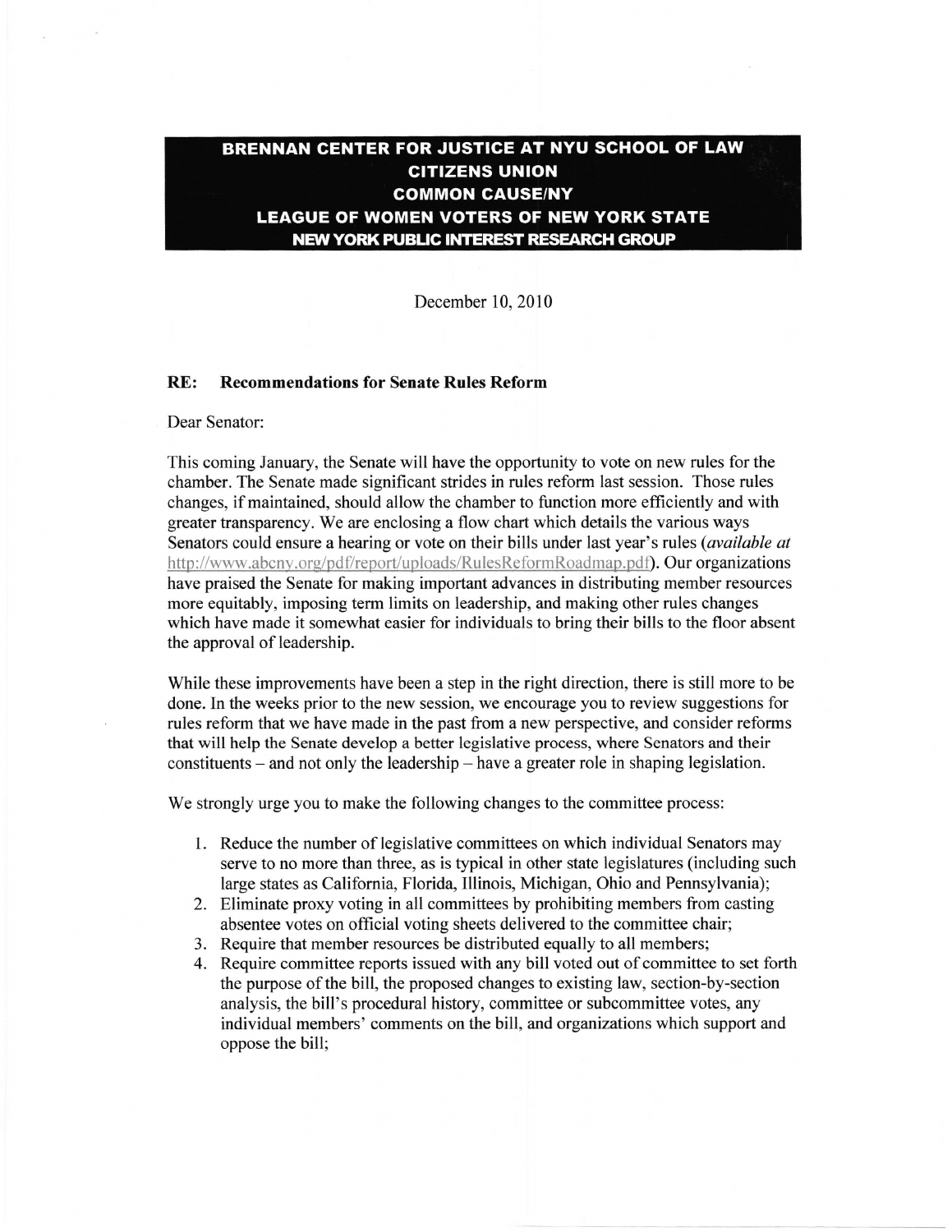**BRENNAN CENTER FOR JUSTICE AT NYU SCHOOL OF LAW**
**CITIZENS UNION**
**COMMON CAUSE/NY**
**LEAGUE OF WOMEN VOTERS OF NEW YORK STATE**
**NEW YORK PUBLIC INTEREST RESEARCH GROUP**

December 10, 2010

**RE: Recommendations for Senate Rules Reform**

Dear Senator:

This coming January, the Senate will have the opportunity to vote on new rules for the chamber. The Senate made significant strides in rules reform last session. Those rules changes, if maintained, should allow the chamber to function more efficiently and with greater transparency. We are enclosing a flow chart which details the various ways Senators could ensure a hearing or vote on their bills under last year's rules (*available at* http://www.abcny.org/pdf/report/uploads/RulesReformRoadmap.pdf). Our organizations have praised the Senate for making important advances in distributing member resources more equitably, imposing term limits on leadership, and making other rules changes which have made it somewhat easier for individuals to bring their bills to the floor absent the approval of leadership.

While these improvements have been a step in the right direction, there is still more to be done. In the weeks prior to the new session, we encourage you to review suggestions for rules reform that we have made in the past from a new perspective, and consider reforms that will help the Senate develop a better legislative process, where Senators and their constituents – and not only the leadership – have a greater role in shaping legislation.

We strongly urge you to make the following changes to the committee process:

1. Reduce the number of legislative committees on which individual Senators may serve to no more than three, as is typical in other state legislatures (including such large states as California, Florida, Illinois, Michigan, Ohio and Pennsylvania);
2. Eliminate proxy voting in all committees by prohibiting members from casting absentee votes on official voting sheets delivered to the committee chair;
3. Require that member resources be distributed equally to all members;
4. Require committee reports issued with any bill voted out of committee to set forth the purpose of the bill, the proposed changes to existing law, section-by-section analysis, the bill's procedural history, committee or subcommittee votes, any individual members' comments on the bill, and organizations which support and oppose the bill;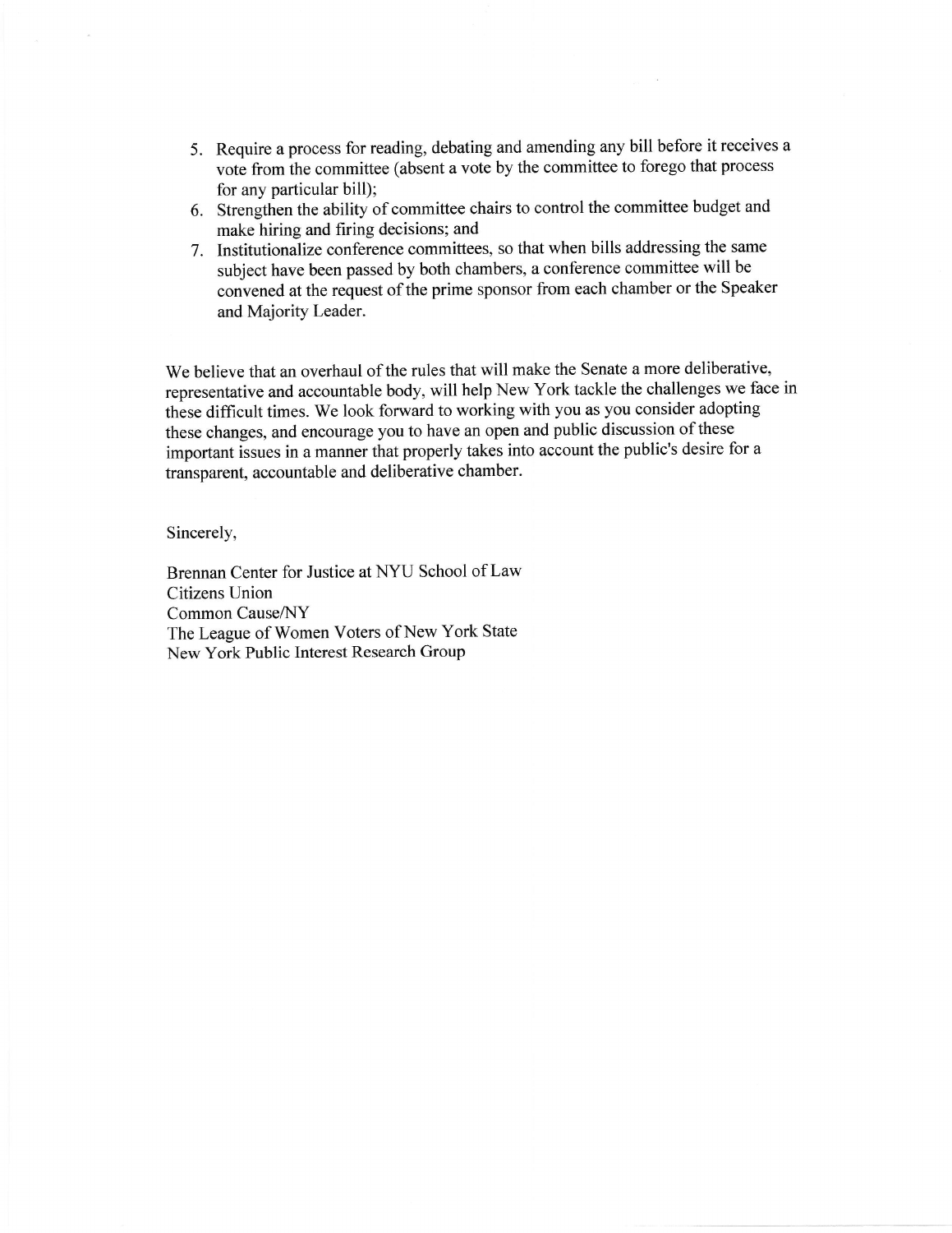5. Require a process for reading, debating and amending any bill before it receives a vote from the committee (absent a vote by the committee to forego that process for any particular bill);
6. Strengthen the ability of committee chairs to control the committee budget and make hiring and firing decisions; and
7. Institutionalize conference committees, so that when bills addressing the same subject have been passed by both chambers, a conference committee will be convened at the request of the prime sponsor from each chamber or the Speaker and Majority Leader.

We believe that an overhaul of the rules that will make the Senate a more deliberative, representative and accountable body, will help New York tackle the challenges we face in these difficult times. We look forward to working with you as you consider adopting these changes, and encourage you to have an open and public discussion of these important issues in a manner that properly takes into account the public's desire for a transparent, accountable and deliberative chamber.

Sincerely,

Brennan Center for Justice at NYU School of Law
Citizens Union
Common Cause/NY
The League of Women Voters of New York State
New York Public Interest Research Group